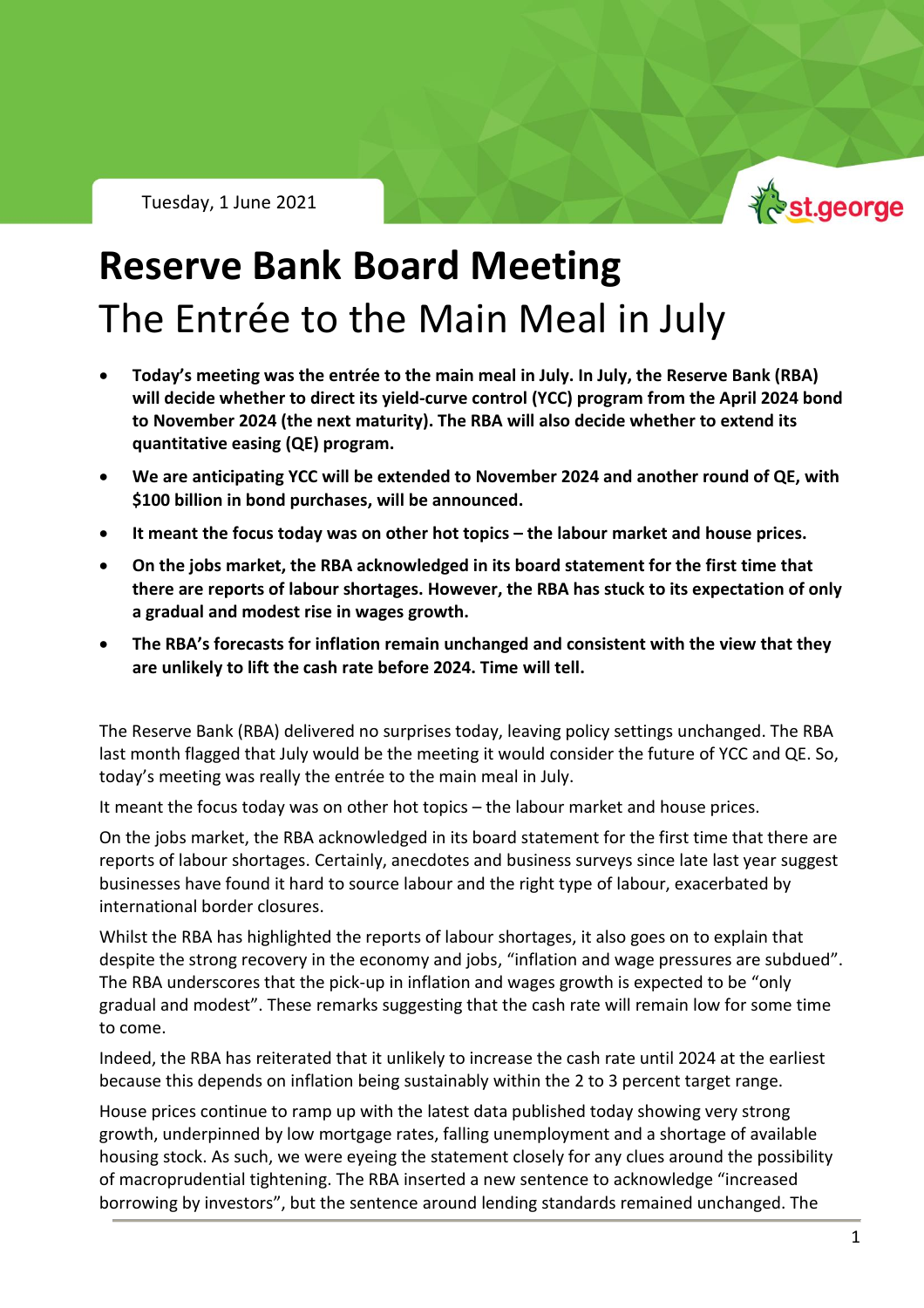Tuesday, 1 June 2021

# Reserve Bank Board Meeting

## The Entrée to the Main Meal in July

- **Today's meeting was the entrée to the main meal in July. In July, the Reserve Bank (RBA) will decide whether to direct its yield-curve control (YCC) program from the April 2024 bond to November 2024 (the next maturity). The RBA will also decide whether to extend its quantitative easing (QE) program.**
- **We are anticipating YCC will be extended to November 2024 and another round of QE, with $100 billion in bond purchases, will be announced.**
- **It meant the focus today was on other hot topics – the labour market and house prices.**
- **On the jobs market, the RBA acknowledged in its board statement for the first time that there are reports of labour shortages. However, the RBA has stuck to its expectation of only a gradual and modest rise in wages growth.**
- **The RBA's forecasts for inflation remain unchanged and consistent with the view that they are unlikely to lift the cash rate before 2024. Time will tell.**

The Reserve Bank (RBA) delivered no surprises today, leaving policy settings unchanged. The RBA last month flagged that July would be the meeting it would consider the future of YCC and QE. So, today's meeting was really the entrée to the main meal in July.

It meant the focus today was on other hot topics – the labour market and house prices.

On the jobs market, the RBA acknowledged in its board statement for the first time that there are reports of labour shortages. Certainly, anecdotes and business surveys since late last year suggest businesses have found it hard to source labour and the right type of labour, exacerbated by international border closures.

Whilst the RBA has highlighted the reports of labour shortages, it also goes on to explain that despite the strong recovery in the economy and jobs, "inflation and wage pressures are subdued". The RBA underscores that the pick-up in inflation and wages growth is expected to be "only gradual and modest". These remarks suggesting that the cash rate will remain low for some time to come.

Indeed, the RBA has reiterated that it unlikely to increase the cash rate until 2024 at the earliest because this depends on inflation being sustainably within the 2 to 3 percent target range.

House prices continue to ramp up with the latest data published today showing very strong growth, underpinned by low mortgage rates, falling unemployment and a shortage of available housing stock. As such, we were eyeing the statement closely for any clues around the possibility of macroprudential tightening. The RBA inserted a new sentence to acknowledge "increased borrowing by investors", but the sentence around lending standards remained unchanged. The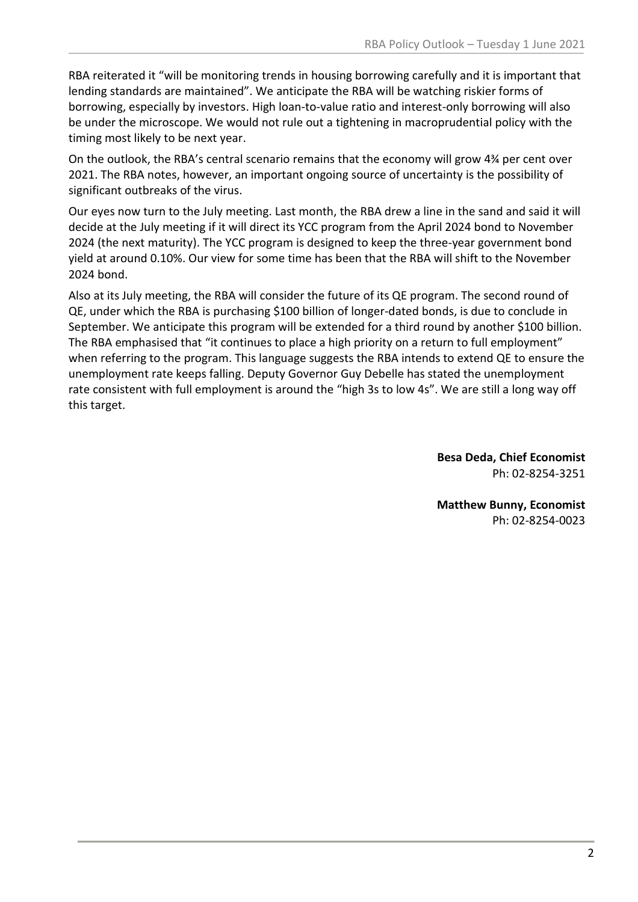RBA reiterated it "will be monitoring trends in housing borrowing carefully and it is important that lending standards are maintained". We anticipate the RBA will be watching riskier forms of borrowing, especially by investors. High loan-to-value ratio and interest-only borrowing will also be under the microscope. We would not rule out a tightening in macroprudential policy with the timing most likely to be next year.

On the outlook, the RBA's central scenario remains that the economy will grow 4¾ per cent over 2021. The RBA notes, however, an important ongoing source of uncertainty is the possibility of significant outbreaks of the virus.

Our eyes now turn to the July meeting. Last month, the RBA drew a line in the sand and said it will decide at the July meeting if it will direct its YCC program from the April 2024 bond to November 2024 (the next maturity). The YCC program is designed to keep the three-year government bond yield at around 0.10%. Our view for some time has been that the RBA will shift to the November 2024 bond.

Also at its July meeting, the RBA will consider the future of its QE program. The second round of QE, under which the RBA is purchasing $100 billion of longer-dated bonds, is due to conclude in September. We anticipate this program will be extended for a third round by another $100 billion. The RBA emphasised that "it continues to place a high priority on a return to full employment" when referring to the program. This language suggests the RBA intends to extend QE to ensure the unemployment rate keeps falling. Deputy Governor Guy Debelle has stated the unemployment rate consistent with full employment is around the "high 3s to low 4s". We are still a long way off this target.

**Besa Deda, Chief Economist**
Ph: 02-8254-3251

**Matthew Bunny, Economist**
Ph: 02-8254-0023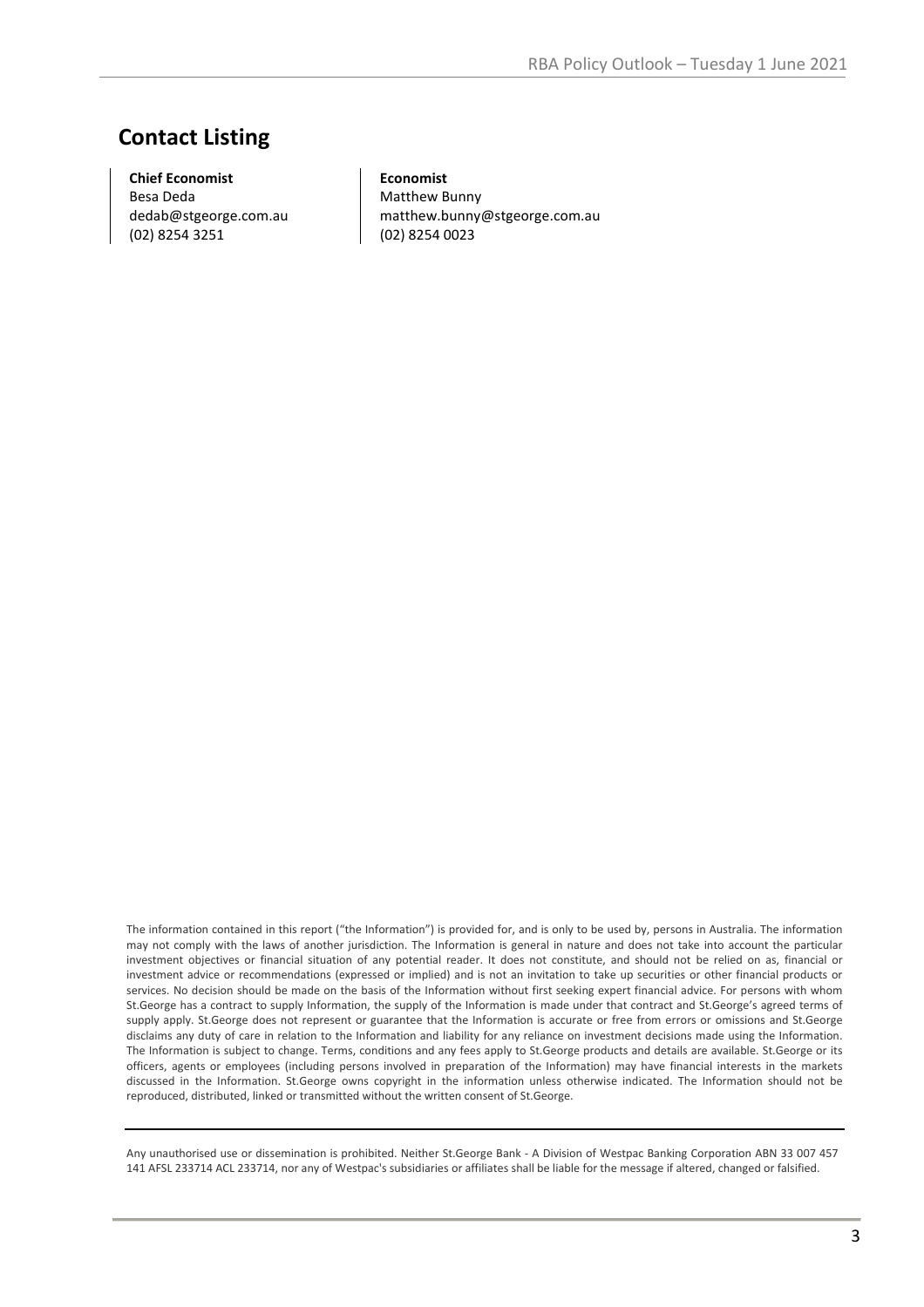## Contact Listing

**Chief Economist**
Besa Deda
dedab@stgeorge.com.au
(02) 8254 3251

**Economist**
Matthew Bunny
matthew.bunny@stgeorge.com.au
(02) 8254 0023

The information contained in this report ("the Information") is provided for, and is only to be used by, persons in Australia. The information may not comply with the laws of another jurisdiction. The Information is general in nature and does not take into account the particular investment objectives or financial situation of any potential reader. It does not constitute, and should not be relied on as, financial or investment advice or recommendations (expressed or implied) and is not an invitation to take up securities or other financial products or services. No decision should be made on the basis of the Information without first seeking expert financial advice. For persons with whom St.George has a contract to supply Information, the supply of the Information is made under that contract and St.George's agreed terms of supply apply. St.George does not represent or guarantee that the Information is accurate or free from errors or omissions and St.George disclaims any duty of care in relation to the Information and liability for any reliance on investment decisions made using the Information. The Information is subject to change. Terms, conditions and any fees apply to St.George products and details are available. St.George or its officers, agents or employees (including persons involved in preparation of the Information) may have financial interests in the markets discussed in the Information. St.George owns copyright in the information unless otherwise indicated. The Information should not be reproduced, distributed, linked or transmitted without the written consent of St.George.

Any unauthorised use or dissemination is prohibited. Neither St.George Bank - A Division of Westpac Banking Corporation ABN 33 007 457 141 AFSL 233714 ACL 233714, nor any of Westpac's subsidiaries or affiliates shall be liable for the message if altered, changed or falsified.